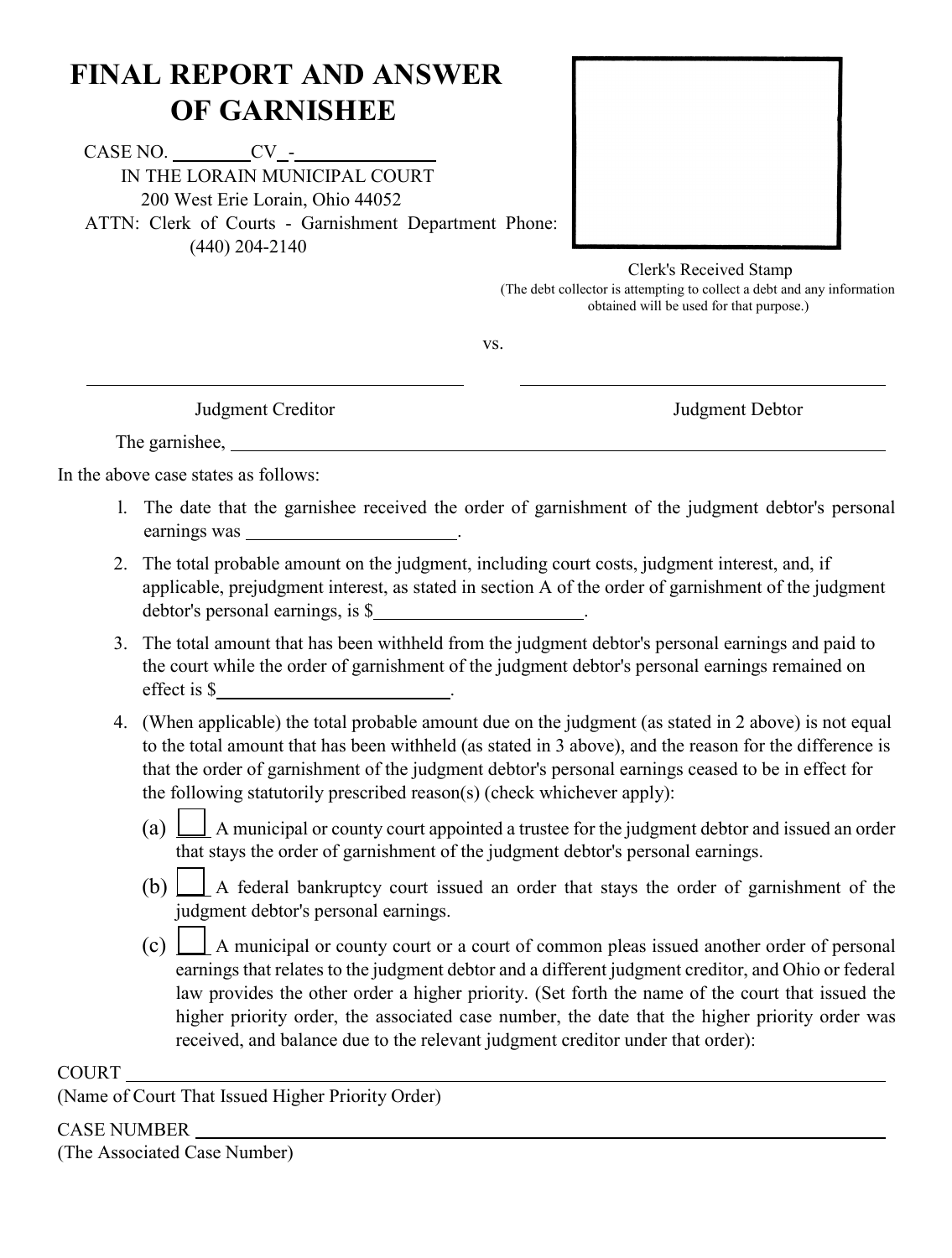# FINAL REPORT AND ANSWER OF GARNISHEE

CASE NO. ________CV__-______________

IN THE LORAIN MUNICIPAL COURT

200 West Erie Lorain, Ohio 44052

ATTN: Clerk of Courts - Garnishment Department Phone: (440) 204-2140

Clerk's Received Stamp

(The debt collector is attempting to collect a debt and any information obtained will be used for that purpose.)

vs.

______________________________ Judgment Creditor

______________________________ Judgment Debtor

The garnishee, ______________________________________________________________

In the above case states as follows:

1. The date that the garnishee received the order of garnishment of the judgment debtor's personal earnings was ______________________.
2. The total probable amount on the judgment, including court costs, judgment interest, and, if applicable, prejudgment interest, as stated in section A of the order of garnishment of the judgment debtor's personal earnings, is $______________________.
3. The total amount that has been withheld from the judgment debtor's personal earnings and paid to the court while the order of garnishment of the judgment debtor's personal earnings remained on effect is $______________________.
4. (When applicable) the total probable amount due on the judgment (as stated in 2 above) is not equal to the total amount that has been withheld (as stated in 3 above), and the reason for the difference is that the order of garnishment of the judgment debtor's personal earnings ceased to be in effect for the following statutorily prescribed reason(s) (check whichever apply):

   (a) ☐ A municipal or county court appointed a trustee for the judgment debtor and issued an order that stays the order of garnishment of the judgment debtor's personal earnings.

   (b) ☐ A federal bankruptcy court issued an order that stays the order of garnishment of the judgment debtor's personal earnings.

   (c) ☐ A municipal or county court or a court of common pleas issued another order of personal earnings that relates to the judgment debtor and a different judgment creditor, and Ohio or federal law provides the other order a higher priority. (Set forth the name of the court that issued the higher priority order, the associated case number, the date that the higher priority order was received, and balance due to the relevant judgment creditor under that order):

COURT ______________________________________________________________

(Name of Court That Issued Higher Priority Order)

CASE NUMBER ______________________________________________________________

(The Associated Case Number)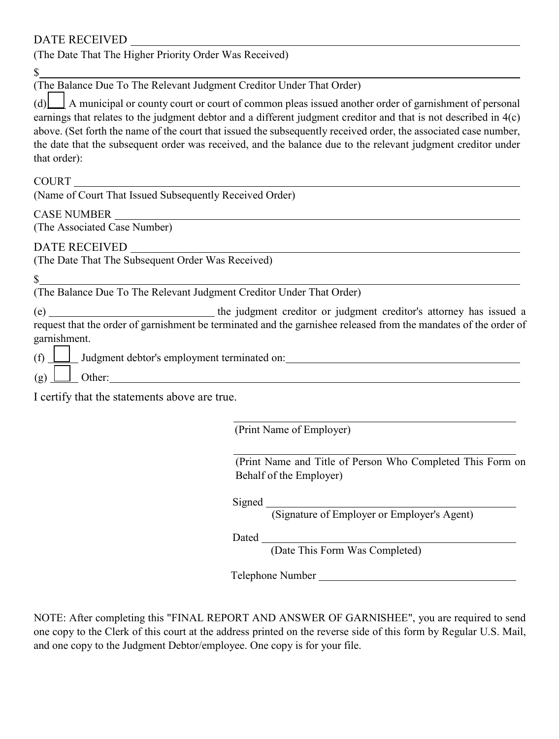DATE RECEIVED ______________________________________________

(The Date That The Higher Priority Order Was Received)

$______________________________________________

(The Balance Due To The Relevant Judgment Creditor Under That Order)

(d) ☐ A municipal or county court or court of common pleas issued another order of garnishment of personal earnings that relates to the judgment debtor and a different judgment creditor and that is not described in 4(c) above. (Set forth the name of the court that issued the subsequently received order, the associated case number, the date that the subsequent order was received, and the balance due to the relevant judgment creditor under that order):

COURT ______________________________________________

(Name of Court That Issued Subsequently Received Order)

CASE NUMBER ______________________________________________

(The Associated Case Number)

DATE RECEIVED ______________________________________________

(The Date That The Subsequent Order Was Received)

$______________________________________________

(The Balance Due To The Relevant Judgment Creditor Under That Order)

(e) ______________________________ the judgment creditor or judgment creditor's attorney has issued a request that the order of garnishment be terminated and the garnishee released from the mandates of the order of garnishment.

(f) ☐ Judgment debtor's employment terminated on: ______________________________

(g) ☐ Other: ______________________________________________

I certify that the statements above are true.

______________________________________________

(Print Name of Employer)

______________________________________________

(Print Name and Title of Person Who Completed This Form on Behalf of the Employer)

Signed ______________________________________________

(Signature of Employer or Employer's Agent)

Dated ______________________________________________

(Date This Form Was Completed)

Telephone Number ______________________________

NOTE: After completing this "FINAL REPORT AND ANSWER OF GARNISHEE", you are required to send one copy to the Clerk of this court at the address printed on the reverse side of this form by Regular U.S. Mail, and one copy to the Judgment Debtor/employee. One copy is for your file.